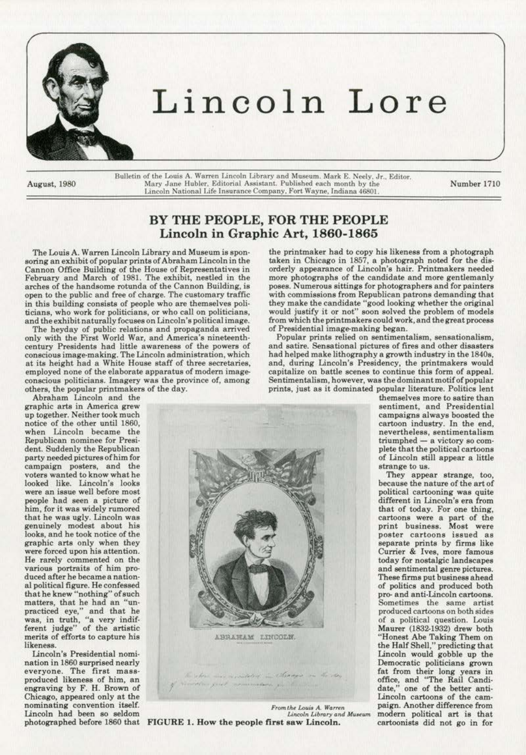# Lincoln Lore

August, 1980

Bulletin of the Louis A. Warren Lincoln Library and Museum. Mark E. Neely, Jr., Editor. Mary Jane Hubler, Editorial Assistant. Published each month by the Lincoln National Life Insurance Company, Fort Wayne, Indiana 46801.

Number 1710

## BY THE PEOPLE, FOR THE PEOPLE
### Lincoln in Graphic Art, 1860-1865

The Louis A. Warren Lincoln Library and Museum is sponsoring an exhibit of popular prints of Abraham Lincoln in the Cannon Office Building of the House of Representatives in February and March of 1981. The exhibit, nestled in the arches of the handsome rotunda of the Cannon Building, is open to the public and free of charge. The customary traffic in this building consists of people who are themselves politicians, who work for politicians, or who call on politicians, and the exhibit naturally focuses on Lincoln's political image.

The heyday of public relations and propaganda arrived only with the First World War, and America's nineteenth-century Presidents had little awareness of the powers of conscious image-making. The Lincoln administration, which at its height had a White House staff of three secretaries, employed none of the elaborate apparatus of modern image-conscious politicians. Imagery was the province of, among others, the popular printmakers of the day.

Abraham Lincoln and the graphic arts in America grew up together. Neither took much notice of the other until 1860, when Lincoln became the Republican nominee for President. Suddenly the Republican party needed pictures of him for campaign posters, and the voters wanted to know what he looked like. Lincoln's looks were an issue well before most people had seen a picture of him, for it was widely rumored that he was ugly. Lincoln was genuinely modest about his looks, and he took notice of the graphic arts only when they were forced upon his attention. He rarely commented on the various portraits of him produced after he became a national political figure. He confessed that he knew "nothing" of such matters, that he had an "unpracticed eye," and that he was, in truth, "a very indifferent judge" of the artistic merits of efforts to capture his likeness.

Lincoln's Presidential nomination in 1860 surprised nearly everyone. The first mass-produced likeness of him, an engraving by F. H. Brown of Chicago, appeared only at the nominating convention itself. Lincoln had been so seldom photographed before 1860 that the printmaker had to copy his likeness from a photograph taken in Chicago in 1857, a photograph noted for the disorderly appearance of Lincoln's hair. Printmakers needed more photographs of the candidate and more gentlemanly poses. Numerous sittings for photographers and for painters with commissions from Republican patrons demanding that they make the candidate "good looking whether the original would justify it or not" soon solved the problem of models from which the printmakers could work, and the great process of Presidential image-making began.

Popular prints relied on sentimentalism, sensationalism, and satire. Sensational pictures of fires and other disasters had helped make lithography a growth industry in the 1840s, and, during Lincoln's Presidency, the printmakers would capitalize on battle scenes to continue this form of appeal. Sentimentalism, however, was the dominant motif of popular prints, just as it dominated popular literature. Politics lent themselves more to satire than sentiment, and Presidential campaigns always boosted the cartoon industry. In the end, nevertheless, sentimentalism triumphed — a victory so complete that the political cartoons of Lincoln still appear a little strange to us.

They appear strange, too, because the nature of the art of political cartooning was quite different in Lincoln's era from that of today. For one thing, cartoons were a part of the print business. Most were poster cartoons issued as separate prints by firms like Currier & Ives, more famous today for nostalgic landscapes and sentimental genre pictures. These firms put business ahead of politics and produced both pro- and anti-Lincoln cartoons. Sometimes the same artist produced cartoons on both sides of a political question. Louis Maurer (1832-1932) drew both "Honest Abe Taking Them on the Half Shell," predicting that Lincoln would gobble up the Democratic politicians grown fat from their long years in office, and "The Rail Candidate," one of the better anti-Lincoln cartoons of the campaign. Another difference from modern political art is that cartoonists did not go in for

ABRAHAM LINCOLN.

*From the Louis A. Warren Lincoln Library and Museum*

**FIGURE 1. How the people first saw Lincoln.**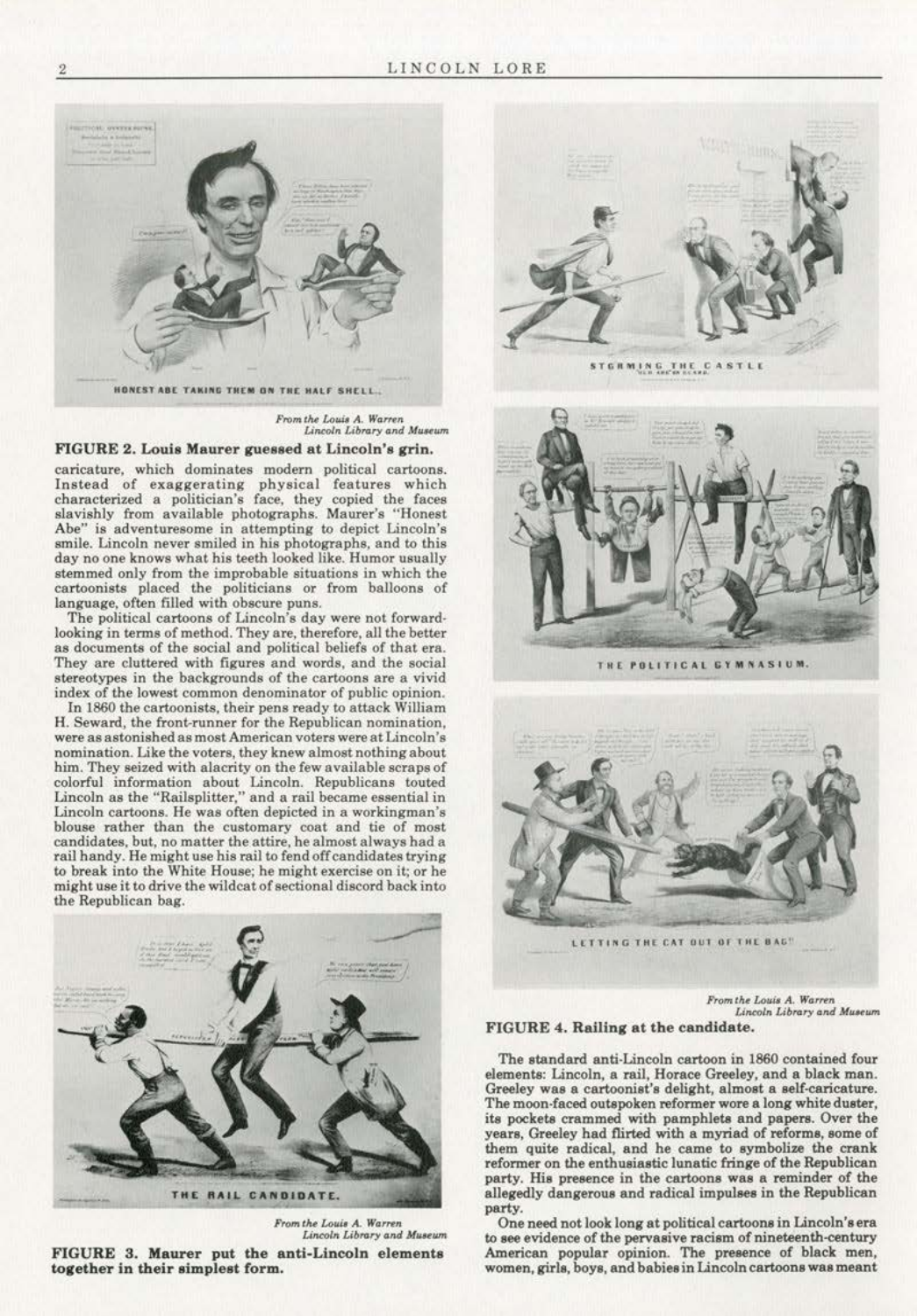From the Louis A. Warren Lincoln Library and Museum

**FIGURE 2. Louis Maurer guessed at Lincoln's grin.**

caricature, which dominates modern political cartoons. Instead of exaggerating physical features which characterized a politician's face, they copied the faces slavishly from available photographs. Maurer's "Honest Abe" is adventuresome in attempting to depict Lincoln's smile. Lincoln never smiled in his photographs, and to this day no one knows what his teeth looked like. Humor usually stemmed only from the improbable situations in which the cartoonists placed the politicians or from balloons of language, often filled with obscure puns.

The political cartoons of Lincoln's day were not forward-looking in terms of method. They are, therefore, all the better as documents of the social and political beliefs of that era. They are cluttered with figures and words, and the social stereotypes in the backgrounds of the cartoons are a vivid index of the lowest common denominator of public opinion.

In 1860 the cartoonists, their pens ready to attack William H. Seward, the front-runner for the Republican nomination, were as astonished as most American voters were at Lincoln's nomination. Like the voters, they knew almost nothing about him. They seized with alacrity on the few available scraps of colorful information about Lincoln. Republicans touted Lincoln as the "Railsplitter," and a rail became essential in Lincoln cartoons. He was often depicted in a workingman's blouse rather than the customary coat and tie of most candidates, but, no matter the attire, he almost always had a rail handy. He might use his rail to fend off candidates trying to break into the White House; he might exercise on it; or he might use it to drive the wildcat of sectional discord back into the Republican bag.

From the Louis A. Warren Lincoln Library and Museum

**FIGURE 3. Maurer put the anti-Lincoln elements together in their simplest form.**

From the Louis A. Warren Lincoln Library and Museum

**FIGURE 4. Railing at the candidate.**

The standard anti-Lincoln cartoon in 1860 contained four elements: Lincoln, a rail, Horace Greeley, and a black man. Greeley was a cartoonist's delight, almost a self-caricature. The moon-faced outspoken reformer wore a long white duster, its pockets crammed with pamphlets and papers. Over the years, Greeley had flirted with a myriad of reforms, some of them quite radical, and he came to symbolize the crank reformer on the enthusiastic lunatic fringe of the Republican party. His presence in the cartoons was a reminder of the allegedly dangerous and radical impulses in the Republican party.

One need not look long at political cartoons in Lincoln's era to see evidence of the pervasive racism of nineteenth-century American popular opinion. The presence of black men, women, girls, boys, and babies in Lincoln cartoons was meant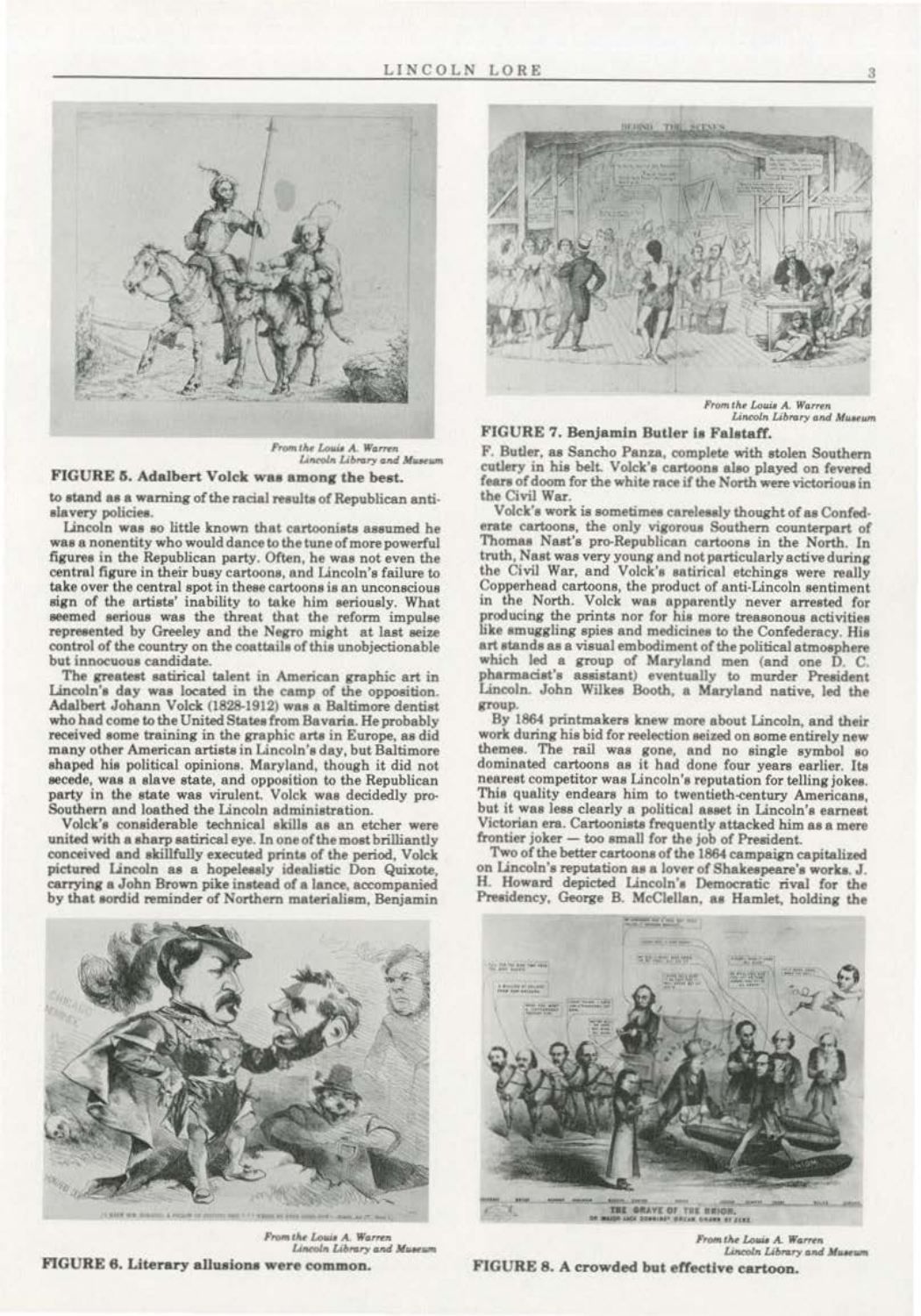From the Louis A. Warren Lincoln Library and Museum

**FIGURE 5. Adalbert Volck was among the best.**

to stand as a warning of the racial results of Republican antislavery policies.

Lincoln was so little known that cartoonists assumed he was a nonentity who would dance to the tune of more powerful figures in the Republican party. Often, he was not even the central figure in their busy cartoons, and Lincoln's failure to take over the central spot in these cartoons is an unconscious sign of the artists' inability to take him seriously. What seemed serious was the threat that the reform impulse represented by Greeley and the Negro might at last seize control of the country on the coattails of this unobjectionable but innocuous candidate.

The greatest satirical talent in American graphic art in Lincoln's day was located in the camp of the opposition. Adalbert Johann Volck (1828-1912) was a Baltimore dentist who had come to the United States from Bavaria. He probably received some training in the graphic arts in Europe, as did many other American artists in Lincoln's day, but Baltimore shaped his political opinions. Maryland, though it did not secede, was a slave state, and opposition to the Republican party in the state was virulent. Volck was decidedly pro-Southern and loathed the Lincoln administration.

Volck's considerable technical skills as an etcher were united with a sharp satirical eye. In one of the most brilliantly conceived and skillfully executed prints of the period, Volck pictured Lincoln as a hopelessly idealistic Don Quixote, carrying a John Brown pike instead of a lance, accompanied by that sordid reminder of Northern materialism, Benjamin F. Butler, as Sancho Panza, complete with stolen Southern cutlery in his belt. Volck's cartoons also played on fevered fears of doom for the white race if the North were victorious in the Civil War.

Volck's work is sometimes carelessly thought of as Confederate cartoons, the only vigorous Southern counterpart of Thomas Nast's pro-Republican cartoons in the North. In truth, Nast was very young and not particularly active during the Civil War, and Volck's satirical etchings were really Copperhead cartoons, the product of anti-Lincoln sentiment in the North. Volck was apparently never arrested for producing the prints nor for his more treasonous activities like smuggling spies and medicines to the Confederacy. His art stands as a visual embodiment of the political atmosphere which led a group of Maryland men (and one D. C. pharmacist's assistant) eventually to murder President Lincoln. John Wilkes Booth, a Maryland native, led the group.

By 1864 printmakers knew more about Lincoln, and their work during his bid for reelection seized on some entirely new themes. The rail was gone, and no single symbol so dominated cartoons as it had done four years earlier. Its nearest competitor was Lincoln's reputation for telling jokes. This quality endears him to twentieth-century Americans, but it was less clearly a political asset in Lincoln's earnest Victorian era. Cartoonists frequently attacked him as a mere frontier joker — too small for the job of President.

Two of the better cartoons of the 1864 campaign capitalized on Lincoln's reputation as a lover of Shakespeare's works. J. H. Howard depicted Lincoln's Democratic rival for the Presidency, George B. McClellan, as Hamlet, holding the

From the Louis A. Warren Lincoln Library and Museum

**FIGURE 7. Benjamin Butler is Falstaff.**

From the Louis A. Warren Lincoln Library and Museum

**FIGURE 6. Literary allusions were common.**

From the Louis A. Warren Lincoln Library and Museum

**FIGURE 8. A crowded but effective cartoon.**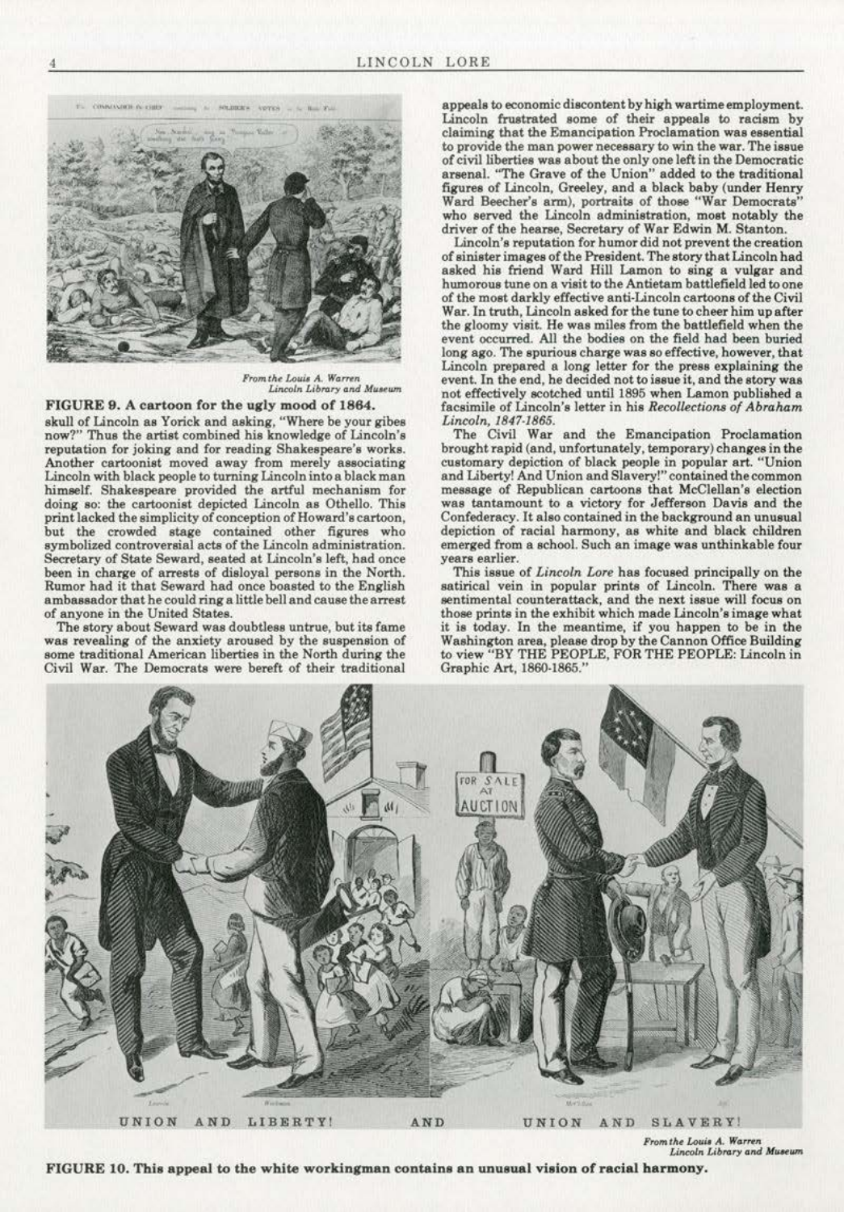*From the Louis A. Warren Lincoln Library and Museum*

**FIGURE 9. A cartoon for the ugly mood of 1864.**

skull of Lincoln as Yorick and asking, "Where be your gibes now?" Thus the artist combined his knowledge of Lincoln's reputation for joking and for reading Shakespeare's works. Another cartoonist moved away from merely associating Lincoln with black people to turning Lincoln into a black man himself. Shakespeare provided the artful mechanism for doing so: the cartoonist depicted Lincoln as Othello. This print lacked the simplicity of conception of Howard's cartoon, but the crowded stage contained other figures who symbolized controversial acts of the Lincoln administration. Secretary of State Seward, seated at Lincoln's left, had once been in charge of arrests of disloyal persons in the North. Rumor had it that Seward had once boasted to the English ambassador that he could ring a little bell and cause the arrest of anyone in the United States.

The story about Seward was doubtless untrue, but its fame was revealing of the anxiety aroused by the suspension of some traditional American liberties in the North during the Civil War. The Democrats were bereft of their traditional appeals to economic discontent by high wartime employment. Lincoln frustrated some of their appeals to racism by claiming that the Emancipation Proclamation was essential to provide the man power necessary to win the war. The issue of civil liberties was about the only one left in the Democratic arsenal. "The Grave of the Union" added to the traditional figures of Lincoln, Greeley, and a black baby (under Henry Ward Beecher's arm), portraits of those "War Democrats" who served the Lincoln administration, most notably the driver of the hearse, Secretary of War Edwin M. Stanton.

Lincoln's reputation for humor did not prevent the creation of sinister images of the President. The story that Lincoln had asked his friend Ward Hill Lamon to sing a vulgar and humorous tune on a visit to the Antietam battlefield led to one of the most darkly effective anti-Lincoln cartoons of the Civil War. In truth, Lincoln asked for the tune to cheer him up after the gloomy visit. He was miles from the battlefield when the event occurred. All the bodies on the field had been buried long ago. The spurious charge was so effective, however, that Lincoln prepared a long letter for the press explaining the event. In the end, he decided not to issue it, and the story was not effectively scotched until 1895 when Lamon published a facsimile of Lincoln's letter in his *Recollections of Abraham Lincoln, 1847-1865*.

The Civil War and the Emancipation Proclamation brought rapid (and, unfortunately, temporary) changes in the customary depiction of black people in popular art. "Union and Liberty! And Union and Slavery!" contained the common message of Republican cartoons that McClellan's election was tantamount to a victory for Jefferson Davis and the Confederacy. It also contained in the background an unusual depiction of racial harmony, as white and black children emerged from a school. Such an image was unthinkable four years earlier.

This issue of *Lincoln Lore* has focused principally on the satirical vein in popular prints of Lincoln. There was a sentimental counterattack, and the next issue will focus on those prints in the exhibit which made Lincoln's image what it is today. In the meantime, if you happen to be in the Washington area, please drop by the Cannon Office Building to view "BY THE PEOPLE, FOR THE PEOPLE: Lincoln in Graphic Art, 1860-1865."

*From the Louis A. Warren Lincoln Library and Museum*

**FIGURE 10. This appeal to the white workingman contains an unusual vision of racial harmony.**